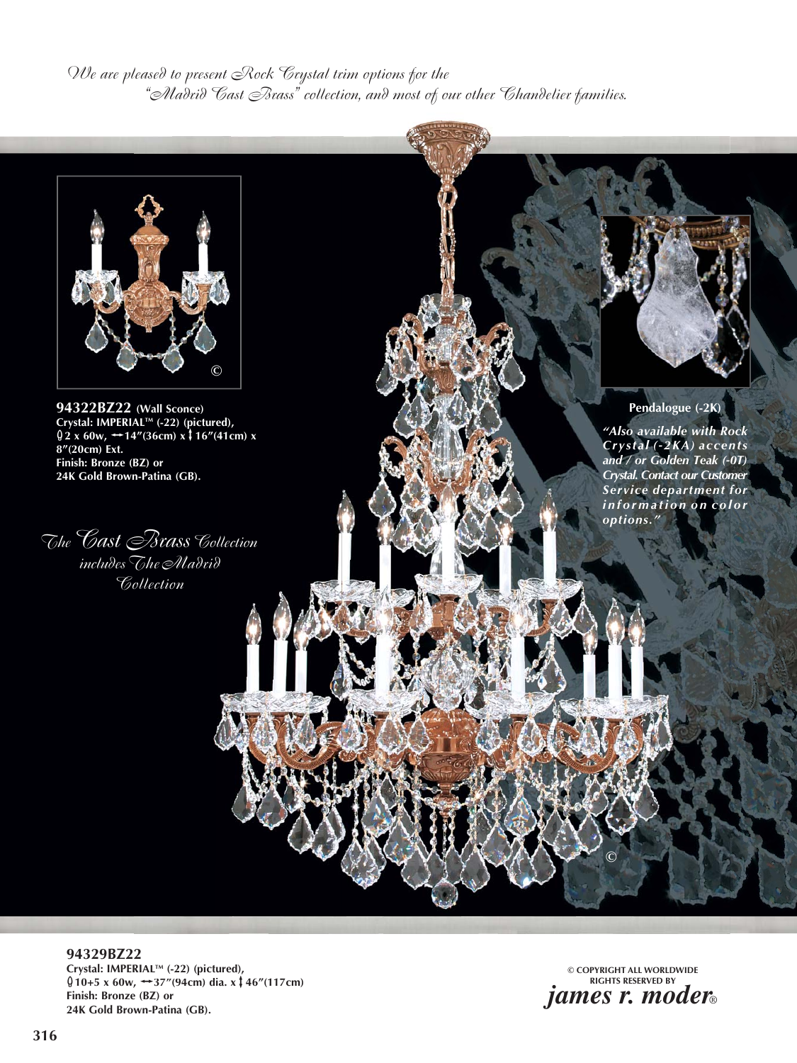*We are pleased to present Rock Crystal trim options for the "Madrid Cast Brass" collection, and most of our other Chandelier families.*

**94322BZ22** (Wall Sconce)
**Crystal: IMPERIAL™ (-22) (pictured),**
**2 x 60w, ↔14″(36cm) x ↕16″(41cm) x 8″(20cm) Ext.**
**Finish: Bronze (BZ) or**
**24K Gold Brown-Patina (GB).**

*The Cast Brass Collection includes The Madrid Collection*

**Pendalogue (-2K)**

***"Also available with Rock Crystal (-2KA) accents and / or Golden Teak (-0T) Crystal. Contact our Customer Service department for information on color options."***

**94329BZ22**
**Crystal: IMPERIAL™ (-22) (pictured),**
**10+5 x 60w, ↔37″(94cm) dia. x ↕46″(117cm)**
**Finish: Bronze (BZ) or**
**24K Gold Brown-Patina (GB).**

© COPYRIGHT ALL WORLDWIDE RIGHTS RESERVED BY
***james r. moder®***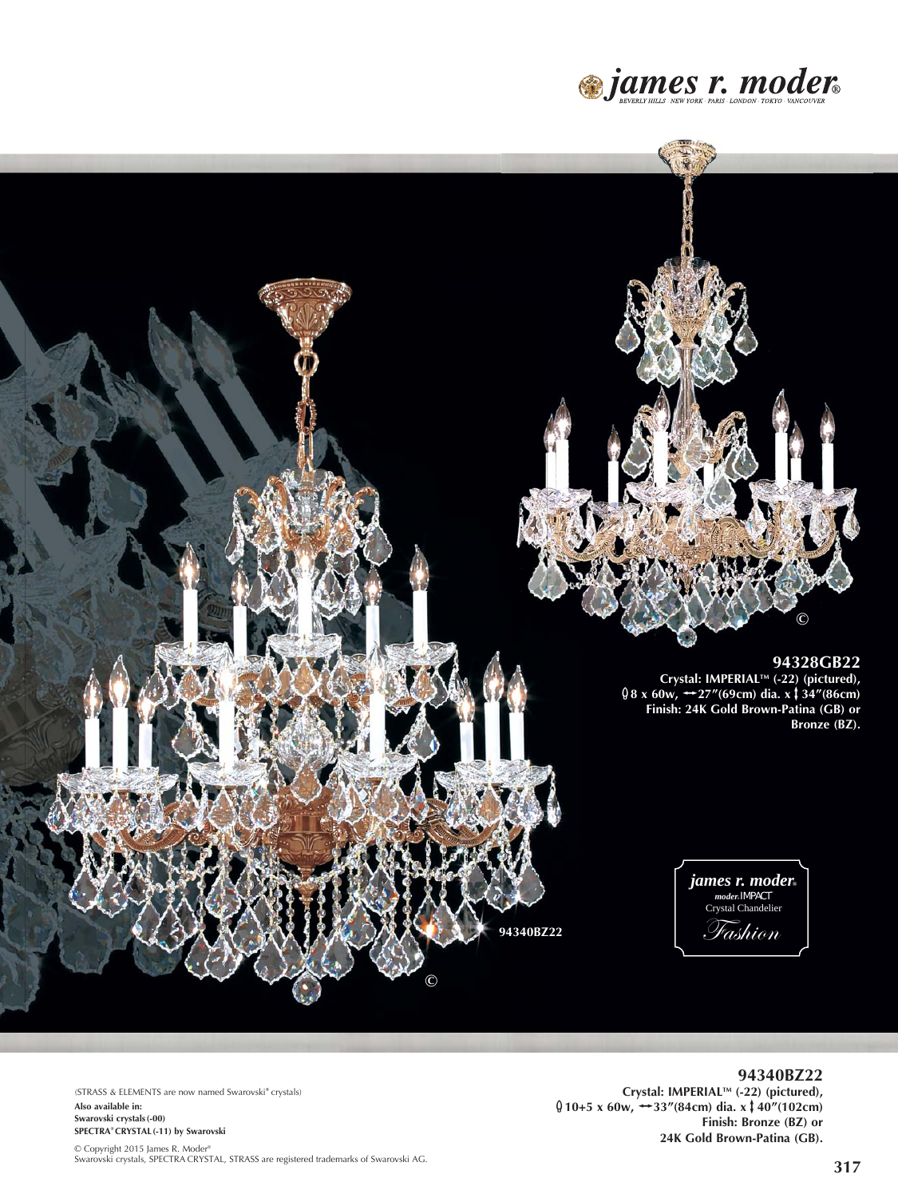**94328GB22**
**Crystal: IMPERIAL™ (-22) (pictured),**
**8 x 60w, 27″(69cm) dia. x 34″(86cm)**
**Finish: 24K Gold Brown-Patina (GB) or Bronze (BZ).**

james r. moder®
moder IMPACT
Crystal Chandelier
Fashion

94340BZ22

(STRASS & ELEMENTS are now named Swarovski® crystals)

**Also available in:**
**Swarovski crystals (-00)**
**SPECTRA® CRYSTAL (-11) by Swarovski**

© Copyright 2015 James R. Moder®
Swarovski crystals, SPECTRA CRYSTAL, STRASS are registered trademarks of Swarovski AG.

**94340BZ22**
**Crystal: IMPERIAL™ (-22) (pictured),**
**10+5 x 60w, 33″(84cm) dia. x 40″(102cm)**
**Finish: Bronze (BZ) or 24K Gold Brown-Patina (GB).**